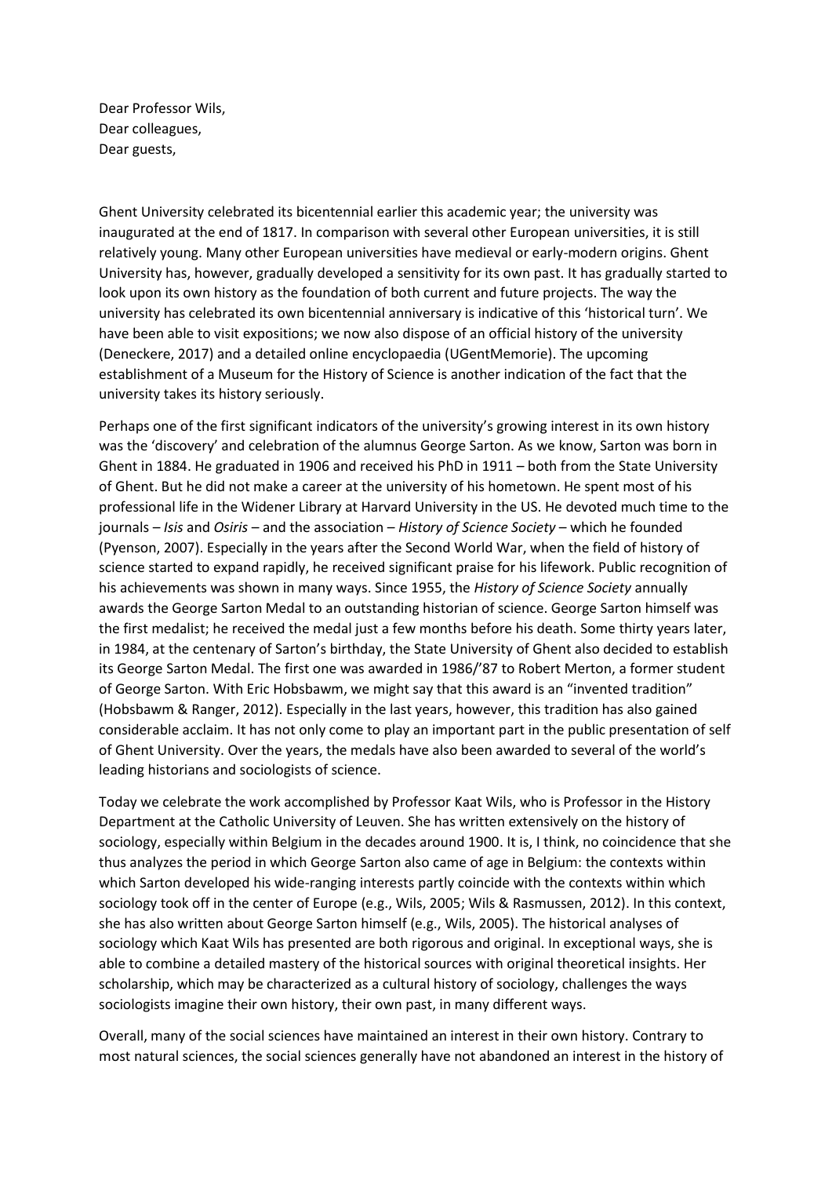Dear Professor Wils,
Dear colleagues,
Dear guests,

Ghent University celebrated its bicentennial earlier this academic year; the university was inaugurated at the end of 1817. In comparison with several other European universities, it is still relatively young. Many other European universities have medieval or early-modern origins. Ghent University has, however, gradually developed a sensitivity for its own past. It has gradually started to look upon its own history as the foundation of both current and future projects. The way the university has celebrated its own bicentennial anniversary is indicative of this 'historical turn'. We have been able to visit expositions; we now also dispose of an official history of the university (Deneckere, 2017) and a detailed online encyclopaedia (UGentMemorie). The upcoming establishment of a Museum for the History of Science is another indication of the fact that the university takes its history seriously.

Perhaps one of the first significant indicators of the university's growing interest in its own history was the 'discovery' and celebration of the alumnus George Sarton. As we know, Sarton was born in Ghent in 1884. He graduated in 1906 and received his PhD in 1911 – both from the State University of Ghent. But he did not make a career at the university of his hometown. He spent most of his professional life in the Widener Library at Harvard University in the US. He devoted much time to the journals – *Isis* and *Osiris* – and the association – *History of Science Society* – which he founded (Pyenson, 2007). Especially in the years after the Second World War, when the field of history of science started to expand rapidly, he received significant praise for his lifework. Public recognition of his achievements was shown in many ways. Since 1955, the *History of Science Society* annually awards the George Sarton Medal to an outstanding historian of science. George Sarton himself was the first medalist; he received the medal just a few months before his death. Some thirty years later, in 1984, at the centenary of Sarton's birthday, the State University of Ghent also decided to establish its George Sarton Medal. The first one was awarded in 1986/'87 to Robert Merton, a former student of George Sarton. With Eric Hobsbawm, we might say that this award is an "invented tradition" (Hobsbawm & Ranger, 2012). Especially in the last years, however, this tradition has also gained considerable acclaim. It has not only come to play an important part in the public presentation of self of Ghent University. Over the years, the medals have also been awarded to several of the world's leading historians and sociologists of science.

Today we celebrate the work accomplished by Professor Kaat Wils, who is Professor in the History Department at the Catholic University of Leuven. She has written extensively on the history of sociology, especially within Belgium in the decades around 1900. It is, I think, no coincidence that she thus analyzes the period in which George Sarton also came of age in Belgium: the contexts within which Sarton developed his wide-ranging interests partly coincide with the contexts within which sociology took off in the center of Europe (e.g., Wils, 2005; Wils & Rasmussen, 2012). In this context, she has also written about George Sarton himself (e.g., Wils, 2005). The historical analyses of sociology which Kaat Wils has presented are both rigorous and original. In exceptional ways, she is able to combine a detailed mastery of the historical sources with original theoretical insights. Her scholarship, which may be characterized as a cultural history of sociology, challenges the ways sociologists imagine their own history, their own past, in many different ways.

Overall, many of the social sciences have maintained an interest in their own history. Contrary to most natural sciences, the social sciences generally have not abandoned an interest in the history of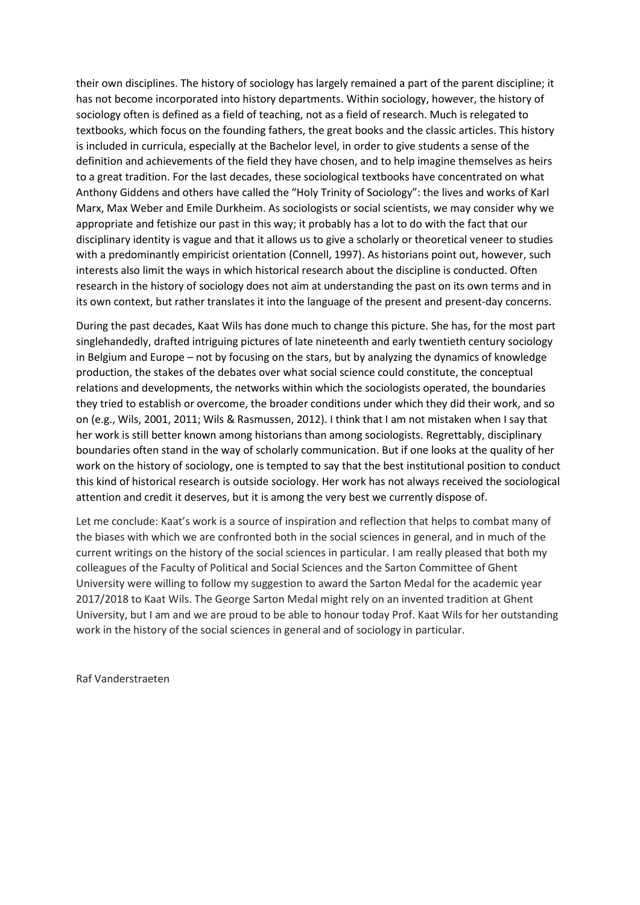their own disciplines. The history of sociology has largely remained a part of the parent discipline; it has not become incorporated into history departments. Within sociology, however, the history of sociology often is defined as a field of teaching, not as a field of research. Much is relegated to textbooks, which focus on the founding fathers, the great books and the classic articles. This history is included in curricula, especially at the Bachelor level, in order to give students a sense of the definition and achievements of the field they have chosen, and to help imagine themselves as heirs to a great tradition. For the last decades, these sociological textbooks have concentrated on what Anthony Giddens and others have called the "Holy Trinity of Sociology": the lives and works of Karl Marx, Max Weber and Emile Durkheim. As sociologists or social scientists, we may consider why we appropriate and fetishize our past in this way; it probably has a lot to do with the fact that our disciplinary identity is vague and that it allows us to give a scholarly or theoretical veneer to studies with a predominantly empiricist orientation (Connell, 1997). As historians point out, however, such interests also limit the ways in which historical research about the discipline is conducted. Often research in the history of sociology does not aim at understanding the past on its own terms and in its own context, but rather translates it into the language of the present and present-day concerns.

During the past decades, Kaat Wils has done much to change this picture. She has, for the most part singlehandedly, drafted intriguing pictures of late nineteenth and early twentieth century sociology in Belgium and Europe – not by focusing on the stars, but by analyzing the dynamics of knowledge production, the stakes of the debates over what social science could constitute, the conceptual relations and developments, the networks within which the sociologists operated, the boundaries they tried to establish or overcome, the broader conditions under which they did their work, and so on (e.g., Wils, 2001, 2011; Wils & Rasmussen, 2012). I think that I am not mistaken when I say that her work is still better known among historians than among sociologists. Regrettably, disciplinary boundaries often stand in the way of scholarly communication. But if one looks at the quality of her work on the history of sociology, one is tempted to say that the best institutional position to conduct this kind of historical research is outside sociology. Her work has not always received the sociological attention and credit it deserves, but it is among the very best we currently dispose of.

Let me conclude: Kaat's work is a source of inspiration and reflection that helps to combat many of the biases with which we are confronted both in the social sciences in general, and in much of the current writings on the history of the social sciences in particular. I am really pleased that both my colleagues of the Faculty of Political and Social Sciences and the Sarton Committee of Ghent University were willing to follow my suggestion to award the Sarton Medal for the academic year 2017/2018 to Kaat Wils. The George Sarton Medal might rely on an invented tradition at Ghent University, but I am and we are proud to be able to honour today Prof. Kaat Wils for her outstanding work in the history of the social sciences in general and of sociology in particular.

Raf Vanderstraeten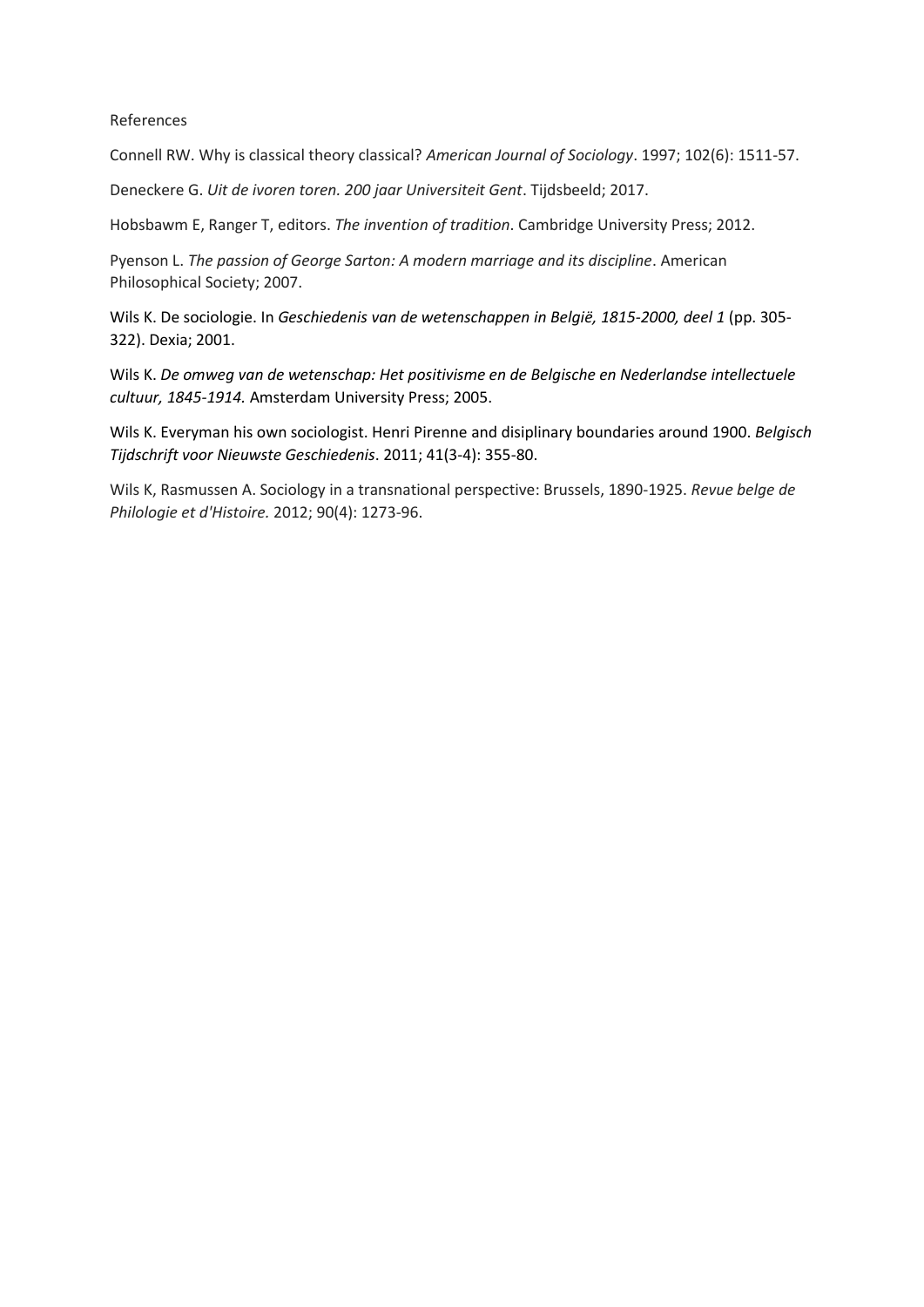References

Connell RW. Why is classical theory classical? *American Journal of Sociology*. 1997; 102(6): 1511-57.

Deneckere G. *Uit de ivoren toren. 200 jaar Universiteit Gent*. Tijdsbeeld; 2017.

Hobsbawm E, Ranger T, editors. *The invention of tradition*. Cambridge University Press; 2012.

Pyenson L. *The passion of George Sarton: A modern marriage and its discipline*. American Philosophical Society; 2007.

Wils K. De sociologie. In *Geschiedenis van de wetenschappen in België, 1815-2000, deel 1* (pp. 305-322). Dexia; 2001.

Wils K. *De omweg van de wetenschap: Het positivisme en de Belgische en Nederlandse intellectuele cultuur, 1845-1914.* Amsterdam University Press; 2005.

Wils K. Everyman his own sociologist. Henri Pirenne and disiplinary boundaries around 1900. *Belgisch Tijdschrift voor Nieuwste Geschiedenis*. 2011; 41(3-4): 355-80.

Wils K, Rasmussen A. Sociology in a transnational perspective: Brussels, 1890-1925. *Revue belge de Philologie et d'Histoire.* 2012; 90(4): 1273-96.